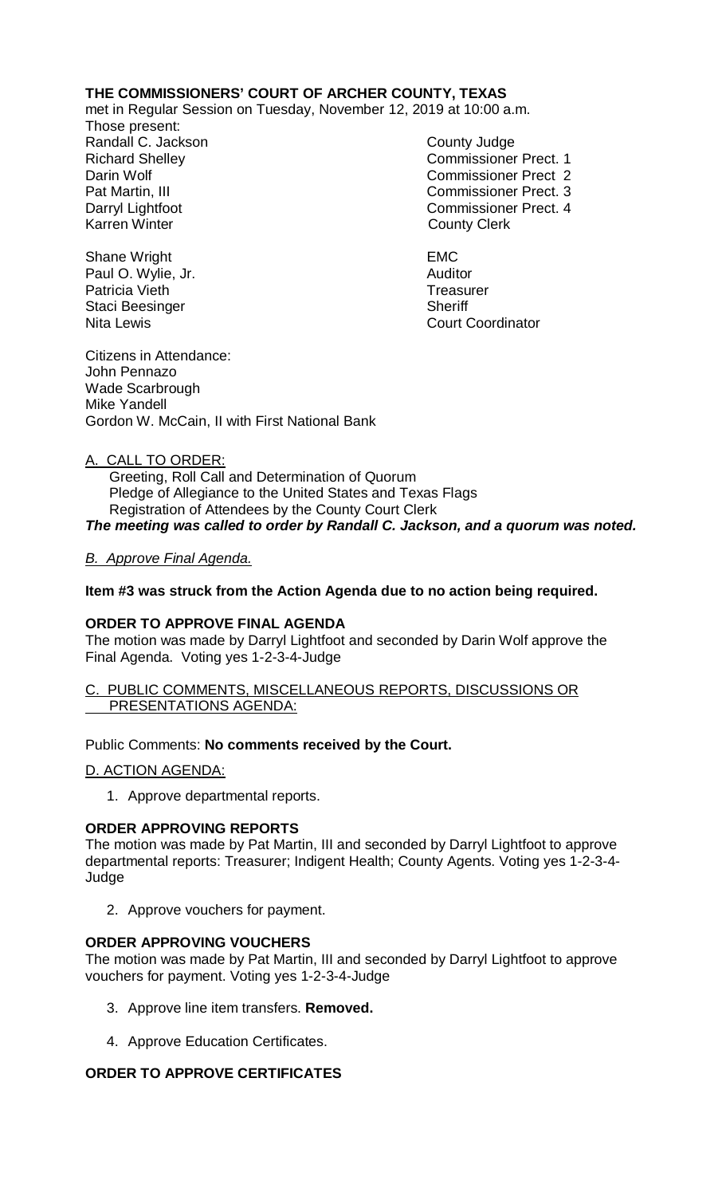**THE COMMISSIONERS' COURT OF ARCHER COUNTY, TEXAS**
met in Regular Session on Tuesday, November 12, 2019 at 10:00 a.m.

Those present:

| | |
|---|---|
| Randall C. Jackson | County Judge |
| Richard Shelley | Commissioner Prect. 1 |
| Darin Wolf | Commissioner Prect 2 |
| Pat Martin, III | Commissioner Prect. 3 |
| Darryl Lightfoot | Commissioner Prect. 4 |
| Karren Winter | County Clerk |
| | |
| Shane Wright | EMC |
| Paul O. Wylie, Jr. | Auditor |
| Patricia Vieth | Treasurer |
| Staci Beesinger | Sheriff |
| Nita Lewis | Court Coordinator |

Citizens in Attendance:
John Pennazo
Wade Scarbrough
Mike Yandell
Gordon W. McCain, II with First National Bank

A. CALL TO ORDER:

Greeting, Roll Call and Determination of Quorum
Pledge of Allegiance to the United States and Texas Flags
Registration of Attendees by the County Court Clerk

***The meeting was called to order by Randall C. Jackson, and a quorum was noted.***

*B. Approve Final Agenda.*

**Item #3 was struck from the Action Agenda due to no action being required.**

**ORDER TO APPROVE FINAL AGENDA**

The motion was made by Darryl Lightfoot and seconded by Darin Wolf approve the Final Agenda. Voting yes 1-2-3-4-Judge

C. PUBLIC COMMENTS, MISCELLANEOUS REPORTS, DISCUSSIONS OR PRESENTATIONS AGENDA:

Public Comments: **No comments received by the Court.**

D. ACTION AGENDA:

1. Approve departmental reports.

**ORDER APPROVING REPORTS**

The motion was made by Pat Martin, III and seconded by Darryl Lightfoot to approve departmental reports: Treasurer; Indigent Health; County Agents. Voting yes 1-2-3-4-Judge

2. Approve vouchers for payment.

**ORDER APPROVING VOUCHERS**

The motion was made by Pat Martin, III and seconded by Darryl Lightfoot to approve vouchers for payment. Voting yes 1-2-3-4-Judge

3. Approve line item transfers. **Removed.**

4. Approve Education Certificates.

**ORDER TO APPROVE CERTIFICATES**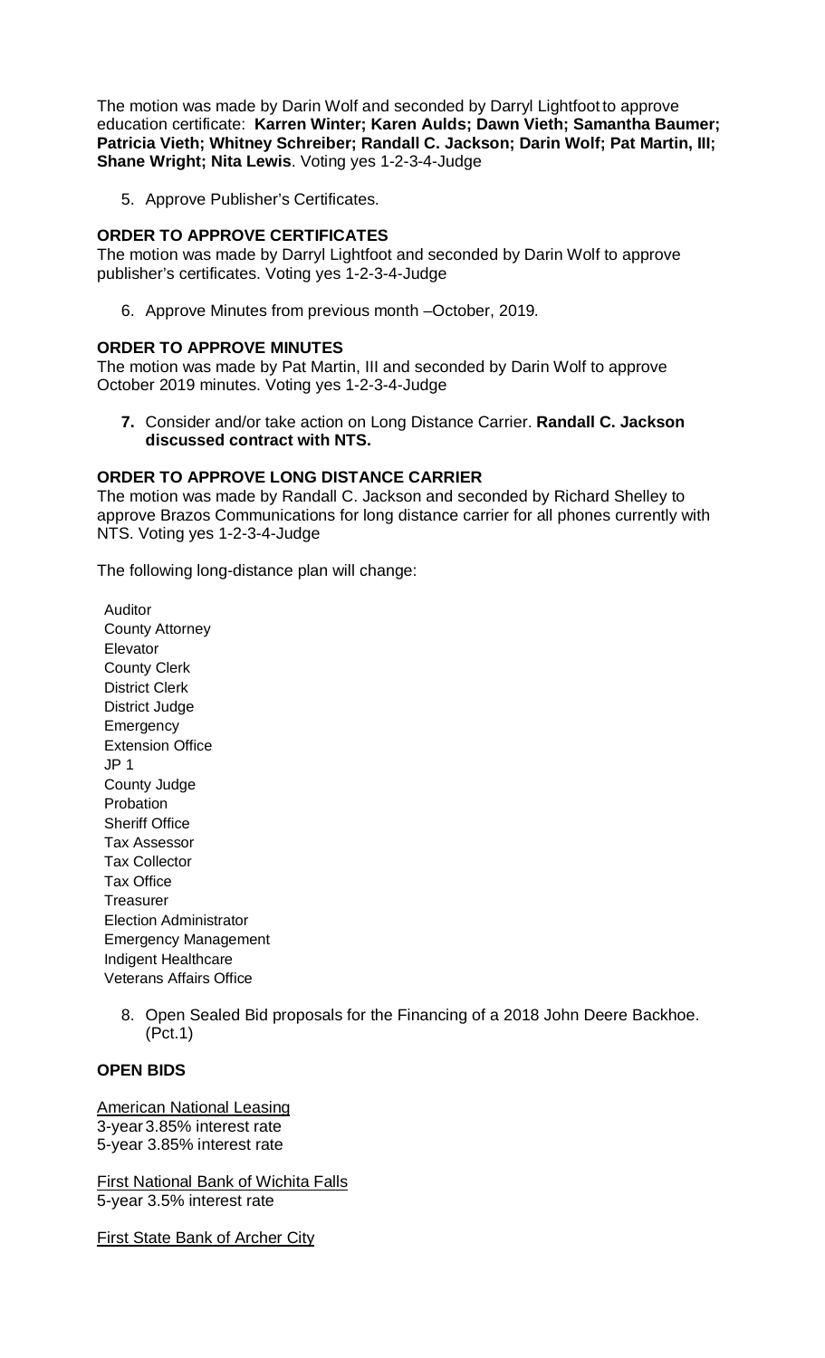The motion was made by Darin Wolf and seconded by Darryl Lightfoot to approve education certificate: **Karren Winter; Karen Aulds; Dawn Vieth; Samantha Baumer; Patricia Vieth; Whitney Schreiber; Randall C. Jackson; Darin Wolf; Pat Martin, III; Shane Wright; Nita Lewis**. Voting yes 1-2-3-4-Judge

5. Approve Publisher's Certificates.

**ORDER TO APPROVE CERTIFICATES**

The motion was made by Darryl Lightfoot and seconded by Darin Wolf to approve publisher's certificates. Voting yes 1-2-3-4-Judge

6. Approve Minutes from previous month –October, 2019.

**ORDER TO APPROVE MINUTES**

The motion was made by Pat Martin, III and seconded by Darin Wolf to approve October 2019 minutes. Voting yes 1-2-3-4-Judge

7. Consider and/or take action on Long Distance Carrier. **Randall C. Jackson discussed contract with NTS.**

**ORDER TO APPROVE LONG DISTANCE CARRIER**

The motion was made by Randall C. Jackson and seconded by Richard Shelley to approve Brazos Communications for long distance carrier for all phones currently with NTS. Voting yes 1-2-3-4-Judge

The following long-distance plan will change:

Auditor
County Attorney
Elevator
County Clerk
District Clerk
District Judge
Emergency
Extension Office
JP 1
County Judge
Probation
Sheriff Office
Tax Assessor
Tax Collector
Tax Office
Treasurer
Election Administrator
Emergency Management
Indigent Healthcare
Veterans Affairs Office

8. Open Sealed Bid proposals for the Financing of a 2018 John Deere Backhoe. (Pct.1)

**OPEN BIDS**

American National Leasing
3-year 3.85% interest rate
5-year 3.85% interest rate

First National Bank of Wichita Falls
5-year 3.5% interest rate

First State Bank of Archer City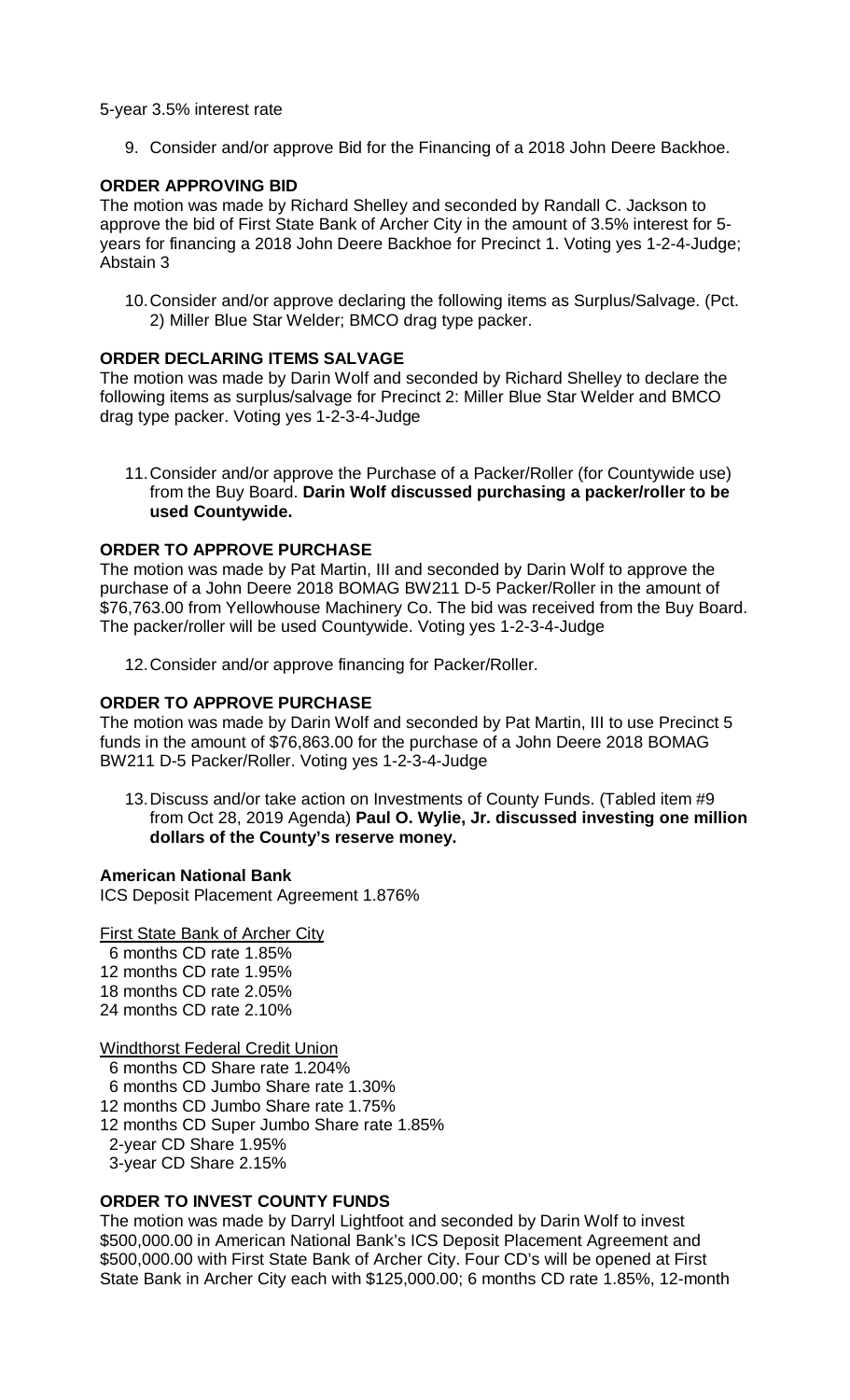5-year 3.5% interest rate

9. Consider and/or approve Bid for the Financing of a 2018 John Deere Backhoe.

**ORDER APPROVING BID**

The motion was made by Richard Shelley and seconded by Randall C. Jackson to approve the bid of First State Bank of Archer City in the amount of 3.5% interest for 5-years for financing a 2018 John Deere Backhoe for Precinct 1. Voting yes 1-2-4-Judge; Abstain 3

10. Consider and/or approve declaring the following items as Surplus/Salvage. (Pct. 2) Miller Blue Star Welder; BMCO drag type packer.

**ORDER DECLARING ITEMS SALVAGE**

The motion was made by Darin Wolf and seconded by Richard Shelley to declare the following items as surplus/salvage for Precinct 2: Miller Blue Star Welder and BMCO drag type packer. Voting yes 1-2-3-4-Judge

11. Consider and/or approve the Purchase of a Packer/Roller (for Countywide use) from the Buy Board. **Darin Wolf discussed purchasing a packer/roller to be used Countywide.**

**ORDER TO APPROVE PURCHASE**

The motion was made by Pat Martin, III and seconded by Darin Wolf to approve the purchase of a John Deere 2018 BOMAG BW211 D-5 Packer/Roller in the amount of $76,763.00 from Yellowhouse Machinery Co. The bid was received from the Buy Board. The packer/roller will be used Countywide. Voting yes 1-2-3-4-Judge

12. Consider and/or approve financing for Packer/Roller.

**ORDER TO APPROVE PURCHASE**

The motion was made by Darin Wolf and seconded by Pat Martin, III to use Precinct 5 funds in the amount of $76,863.00 for the purchase of a John Deere 2018 BOMAG BW211 D-5 Packer/Roller. Voting yes 1-2-3-4-Judge

13. Discuss and/or take action on Investments of County Funds. (Tabled item #9 from Oct 28, 2019 Agenda) **Paul O. Wylie, Jr. discussed investing one million dollars of the County's reserve money.**

**American National Bank**

ICS Deposit Placement Agreement 1.876%

First State Bank of Archer City

6 months CD rate 1.85%
12 months CD rate 1.95%
18 months CD rate 2.05%
24 months CD rate 2.10%

Windthorst Federal Credit Union

6 months CD Share rate 1.204%
6 months CD Jumbo Share rate 1.30%
12 months CD Jumbo Share rate 1.75%
12 months CD Super Jumbo Share rate 1.85%
2-year CD Share 1.95%
3-year CD Share 2.15%

**ORDER TO INVEST COUNTY FUNDS**

The motion was made by Darryl Lightfoot and seconded by Darin Wolf to invest $500,000.00 in American National Bank's ICS Deposit Placement Agreement and $500,000.00 with First State Bank of Archer City. Four CD's will be opened at First State Bank in Archer City each with $125,000.00; 6 months CD rate 1.85%, 12-month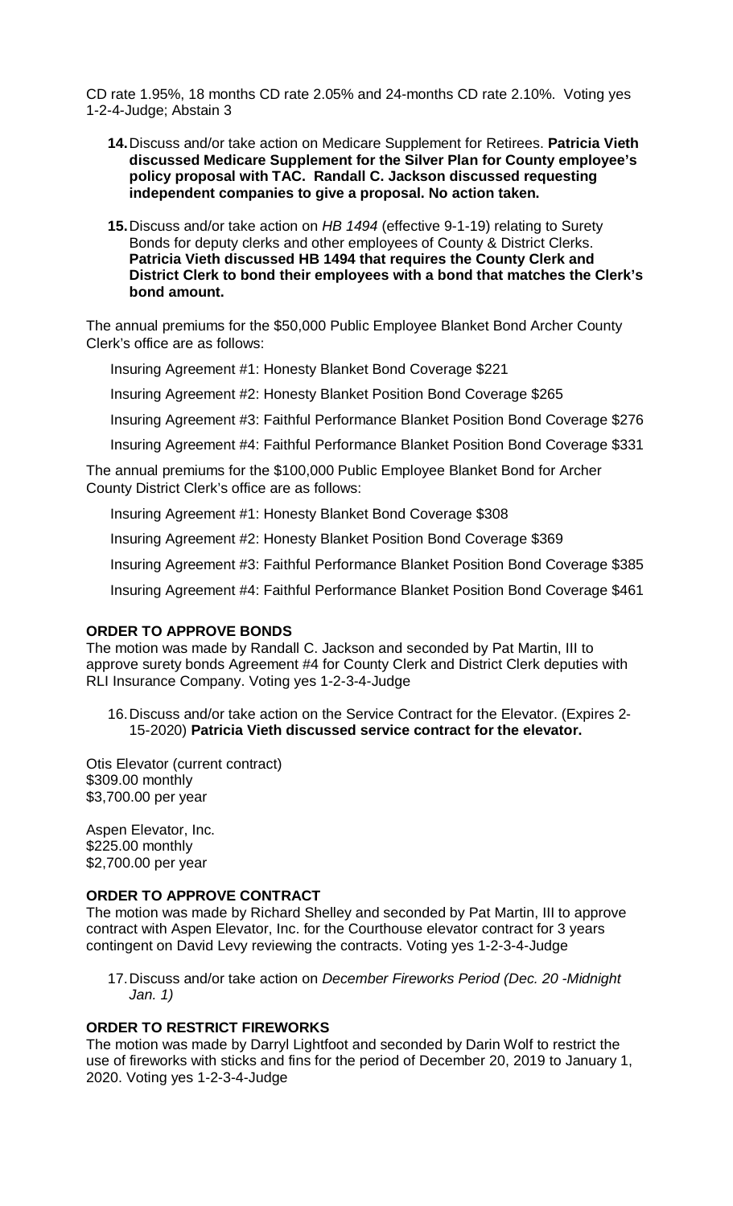CD rate 1.95%, 18 months CD rate 2.05% and 24-months CD rate 2.10%. Voting yes 1-2-4-Judge; Abstain 3

14. Discuss and/or take action on Medicare Supplement for Retirees. **Patricia Vieth discussed Medicare Supplement for the Silver Plan for County employee's policy proposal with TAC. Randall C. Jackson discussed requesting independent companies to give a proposal. No action taken.**

15. Discuss and/or take action on *HB 1494* (effective 9-1-19) relating to Surety Bonds for deputy clerks and other employees of County & District Clerks. **Patricia Vieth discussed HB 1494 that requires the County Clerk and District Clerk to bond their employees with a bond that matches the Clerk's bond amount.**

The annual premiums for the $50,000 Public Employee Blanket Bond Archer County Clerk's office are as follows:

Insuring Agreement #1: Honesty Blanket Bond Coverage $221

Insuring Agreement #2: Honesty Blanket Position Bond Coverage $265

Insuring Agreement #3: Faithful Performance Blanket Position Bond Coverage $276

Insuring Agreement #4: Faithful Performance Blanket Position Bond Coverage $331

The annual premiums for the $100,000 Public Employee Blanket Bond for Archer County District Clerk's office are as follows:

Insuring Agreement #1: Honesty Blanket Bond Coverage $308

Insuring Agreement #2: Honesty Blanket Position Bond Coverage $369

Insuring Agreement #3: Faithful Performance Blanket Position Bond Coverage $385

Insuring Agreement #4: Faithful Performance Blanket Position Bond Coverage $461

**ORDER TO APPROVE BONDS**

The motion was made by Randall C. Jackson and seconded by Pat Martin, III to approve surety bonds Agreement #4 for County Clerk and District Clerk deputies with RLI Insurance Company. Voting yes 1-2-3-4-Judge

16. Discuss and/or take action on the Service Contract for the Elevator. (Expires 2-15-2020) **Patricia Vieth discussed service contract for the elevator.**

Otis Elevator (current contract)
$309.00 monthly
$3,700.00 per year

Aspen Elevator, Inc.
$225.00 monthly
$2,700.00 per year

**ORDER TO APPROVE CONTRACT**

The motion was made by Richard Shelley and seconded by Pat Martin, III to approve contract with Aspen Elevator, Inc. for the Courthouse elevator contract for 3 years contingent on David Levy reviewing the contracts. Voting yes 1-2-3-4-Judge

17. Discuss and/or take action on *December Fireworks Period (Dec. 20 -Midnight Jan. 1)*

**ORDER TO RESTRICT FIREWORKS**

The motion was made by Darryl Lightfoot and seconded by Darin Wolf to restrict the use of fireworks with sticks and fins for the period of December 20, 2019 to January 1, 2020. Voting yes 1-2-3-4-Judge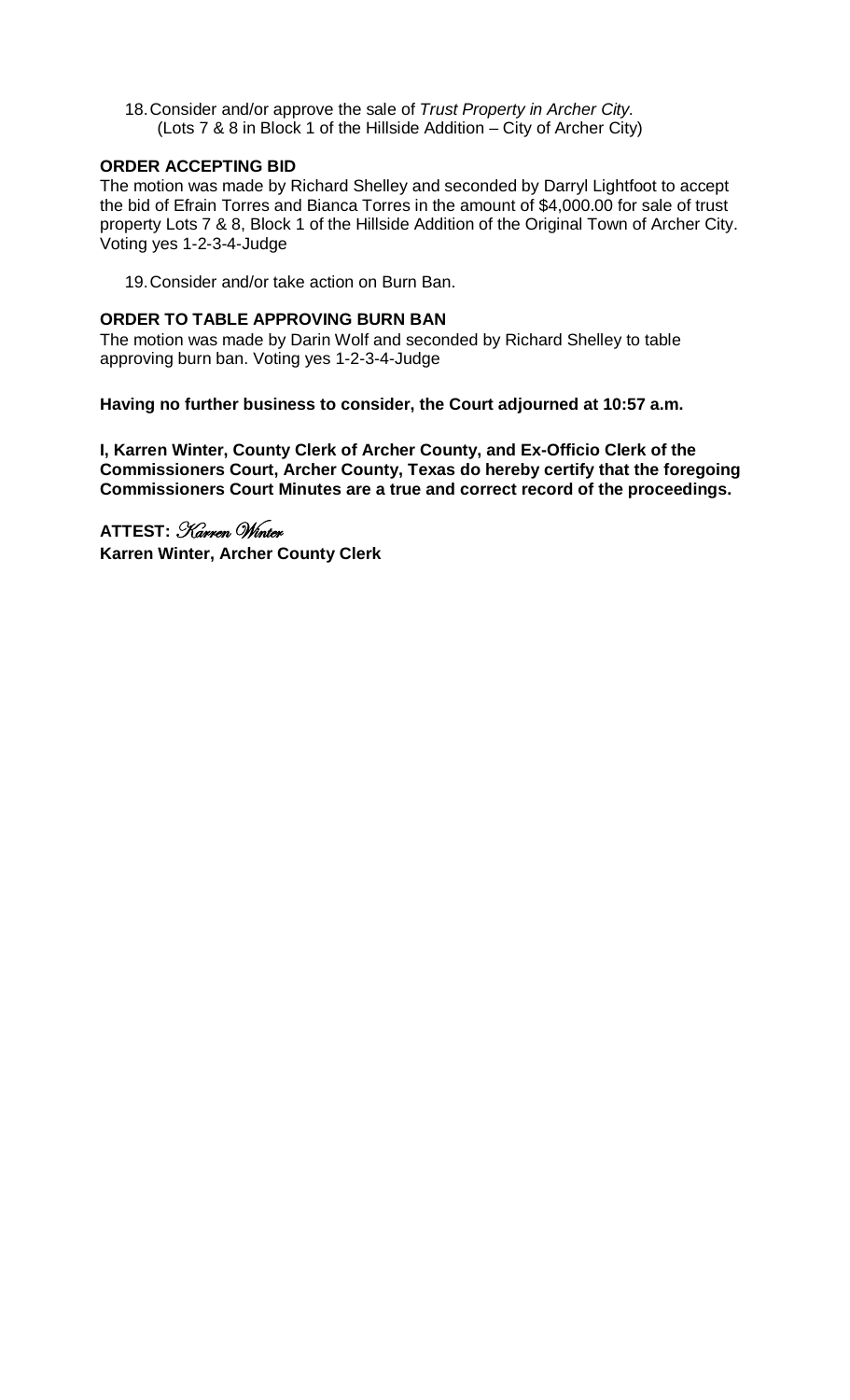18. Consider and/or approve the sale of *Trust Property in Archer City.* (Lots 7 & 8 in Block 1 of the Hillside Addition – City of Archer City)

**ORDER ACCEPTING BID**

The motion was made by Richard Shelley and seconded by Darryl Lightfoot to accept the bid of Efrain Torres and Bianca Torres in the amount of $4,000.00 for sale of trust property Lots 7 & 8, Block 1 of the Hillside Addition of the Original Town of Archer City. Voting yes 1-2-3-4-Judge

19. Consider and/or take action on Burn Ban.

**ORDER TO TABLE APPROVING BURN BAN**

The motion was made by Darin Wolf and seconded by Richard Shelley to table approving burn ban. Voting yes 1-2-3-4-Judge

**Having no further business to consider, the Court adjourned at 10:57 a.m.**

**I, Karren Winter, County Clerk of Archer County, and Ex-Officio Clerk of the Commissioners Court, Archer County, Texas do hereby certify that the foregoing Commissioners Court Minutes are a true and correct record of the proceedings.**

**ATTEST:** *Karren Winter*

**Karren Winter, Archer County Clerk**